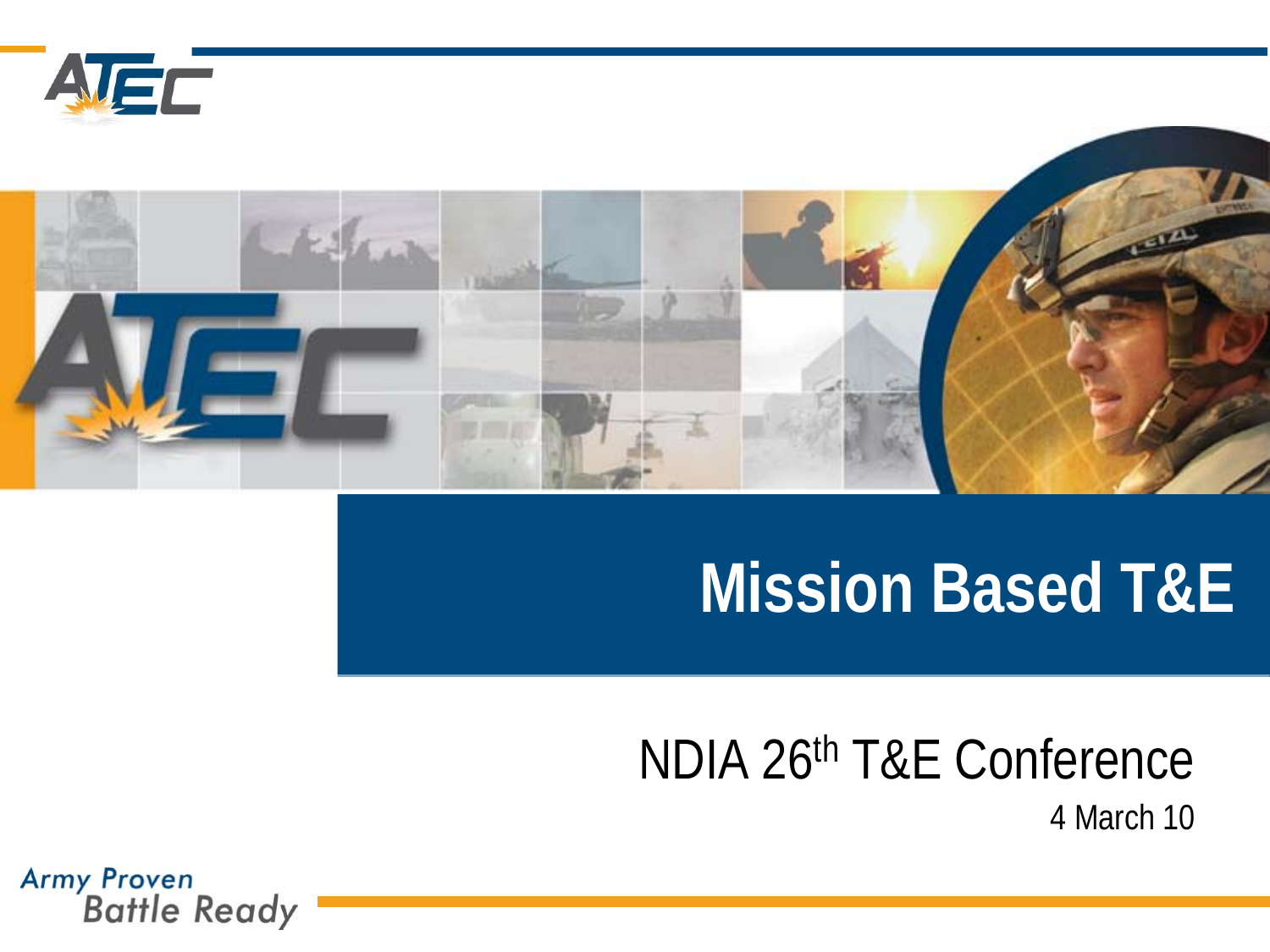# Mission Based T&E

NDIA 26th T&E Conference

4 March 10

Army Proven
Battle Ready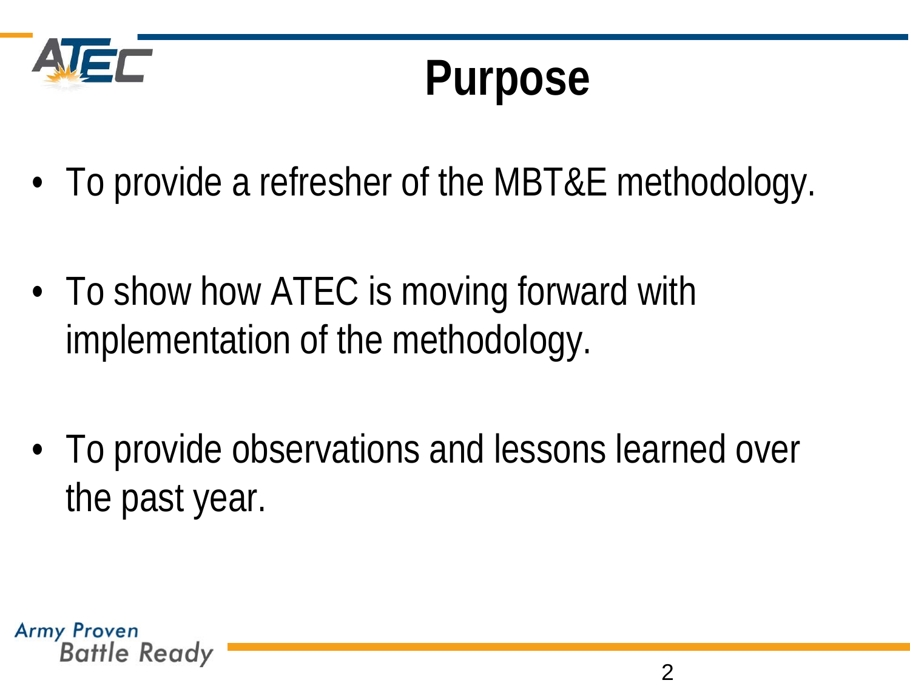# Purpose

- To provide a refresher of the MBT&E methodology.
- To show how ATEC is moving forward with implementation of the methodology.
- To provide observations and lessons learned over the past year.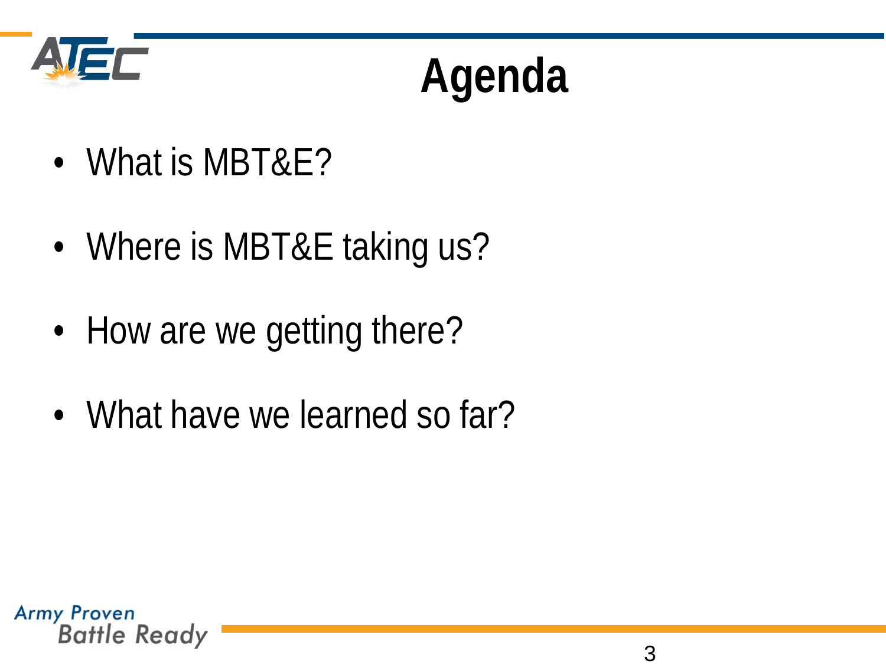# Agenda

- What is MBT&E?
- Where is MBT&E taking us?
- How are we getting there?
- What have we learned so far?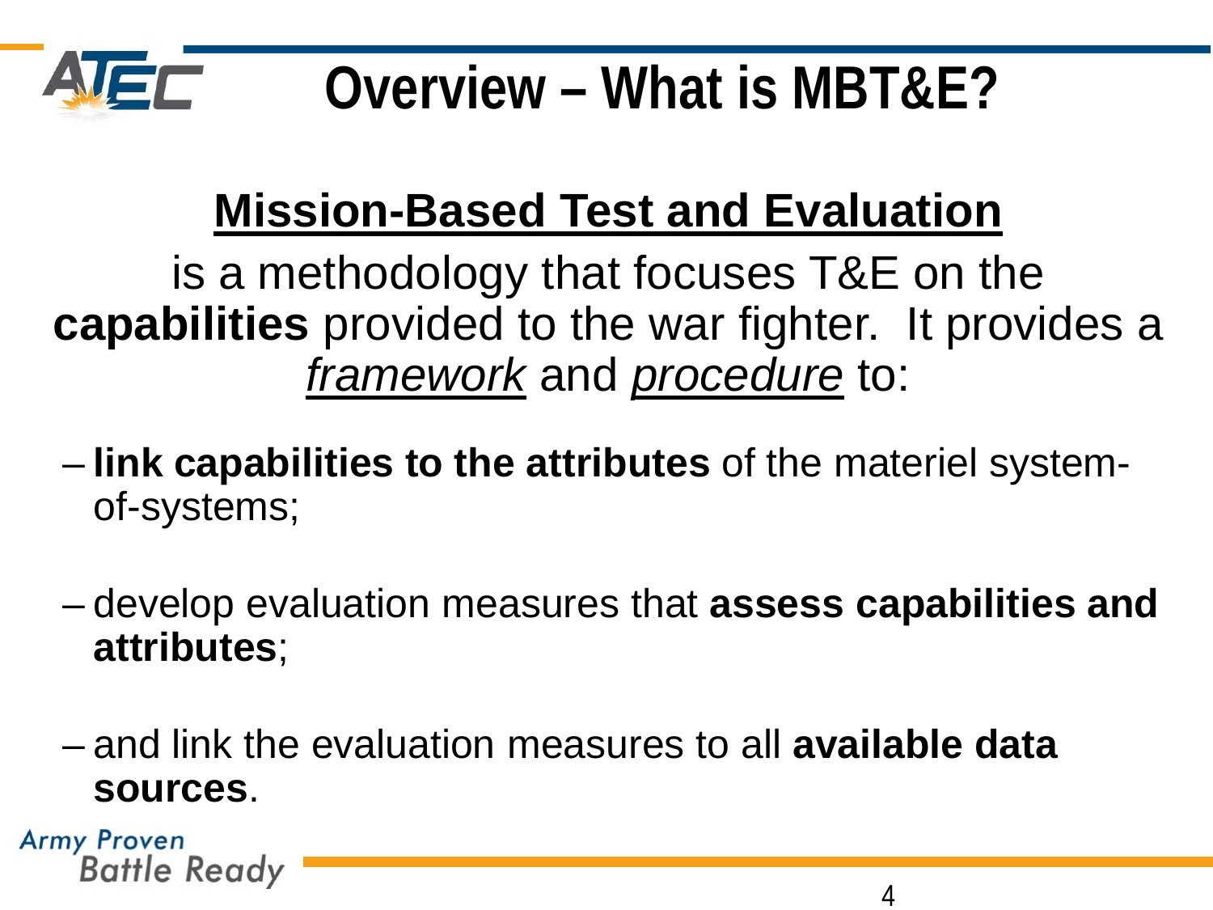# Overview – What is MBT&E?

## Mission-Based Test and Evaluation

is a methodology that focuses T&E on the **capabilities** provided to the war fighter. It provides a *framework* and *procedure* to:

- **link capabilities to the attributes** of the materiel system-of-systems;
- develop evaluation measures that **assess capabilities and attributes**;
- and link the evaluation measures to all **available data sources**.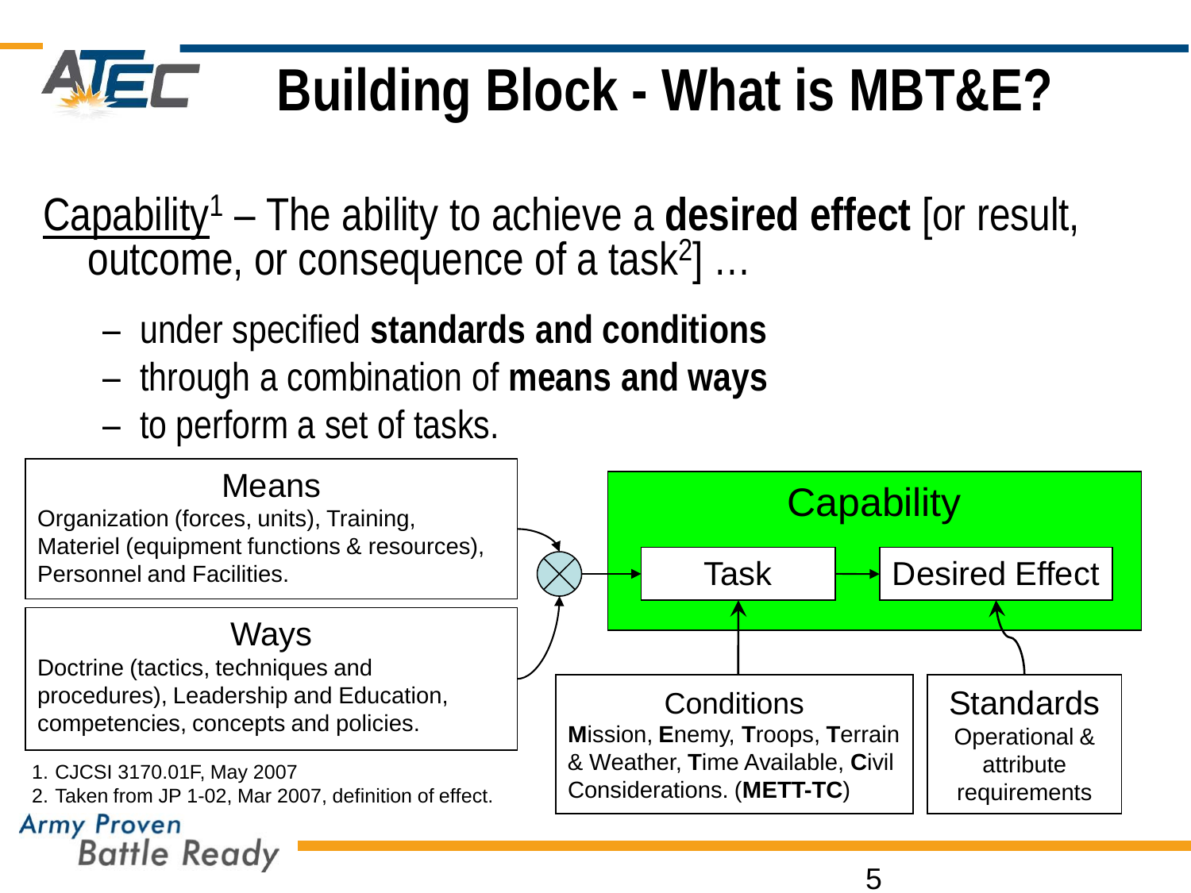# Building Block - What is MBT&E?

Capability[1] – The ability to achieve a **desired effect** [or result, outcome, or consequence of a task[2]] …

- under specified **standards and conditions**
- through a combination of **means and ways**
- to perform a set of tasks.

**Means**
Organization (forces, units), Training, Materiel (equipment functions & resources), Personnel and Facilities.

**Ways**
Doctrine (tactics, techniques and procedures), Leadership and Education, competencies, concepts and policies.

**Capability**
Task → Desired Effect

**Conditions**
**M**ission, **E**nemy, **T**roops, **T**errain & Weather, **T**ime Available, **C**ivil Considerations. (**METT-TC**)

**Standards**
Operational & attribute requirements

1. CJCSI 3170.01F, May 2007
2. Taken from JP 1-02, Mar 2007, definition of effect.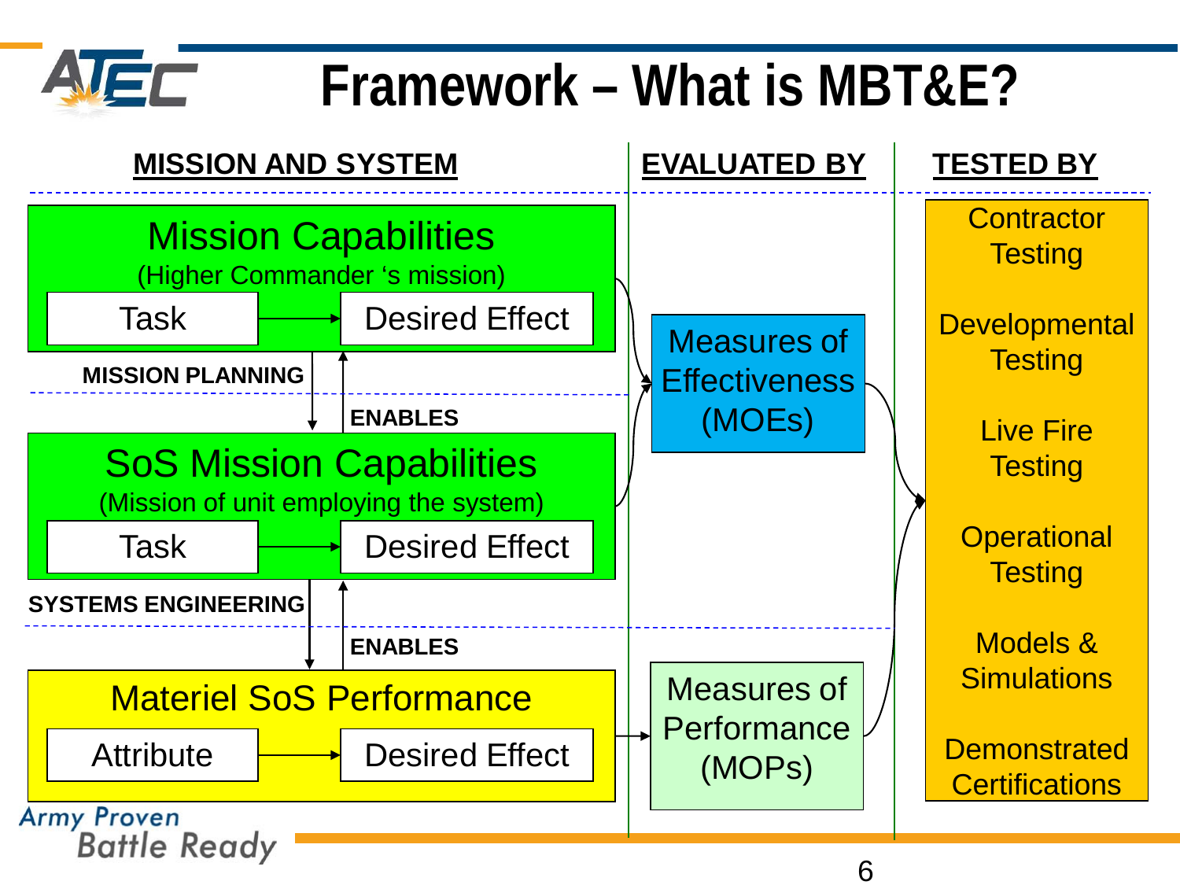# Framework – What is MBT&E?

| MISSION AND SYSTEM | EVALUATED BY | TESTED BY |
| --- | --- | --- |
| **Mission Capabilities** (Higher Commander 's mission): Task → Desired Effect | Measures of Effectiveness (MOEs) | Contractor Testing |
| MISSION PLANNING ↓ / ENABLES ↑ | | Developmental Testing |
| **SoS Mission Capabilities** (Mission of unit employing the system): Task → Desired Effect | | Live Fire Testing |
| SYSTEMS ENGINEERING ↓ / ENABLES ↑ | | Operational Testing |
| **Materiel SoS Performance**: Attribute → Desired Effect | Measures of Performance (MOPs) | Models & Simulations |
| | | Demonstrated Certifications |

Army Proven
Battle Ready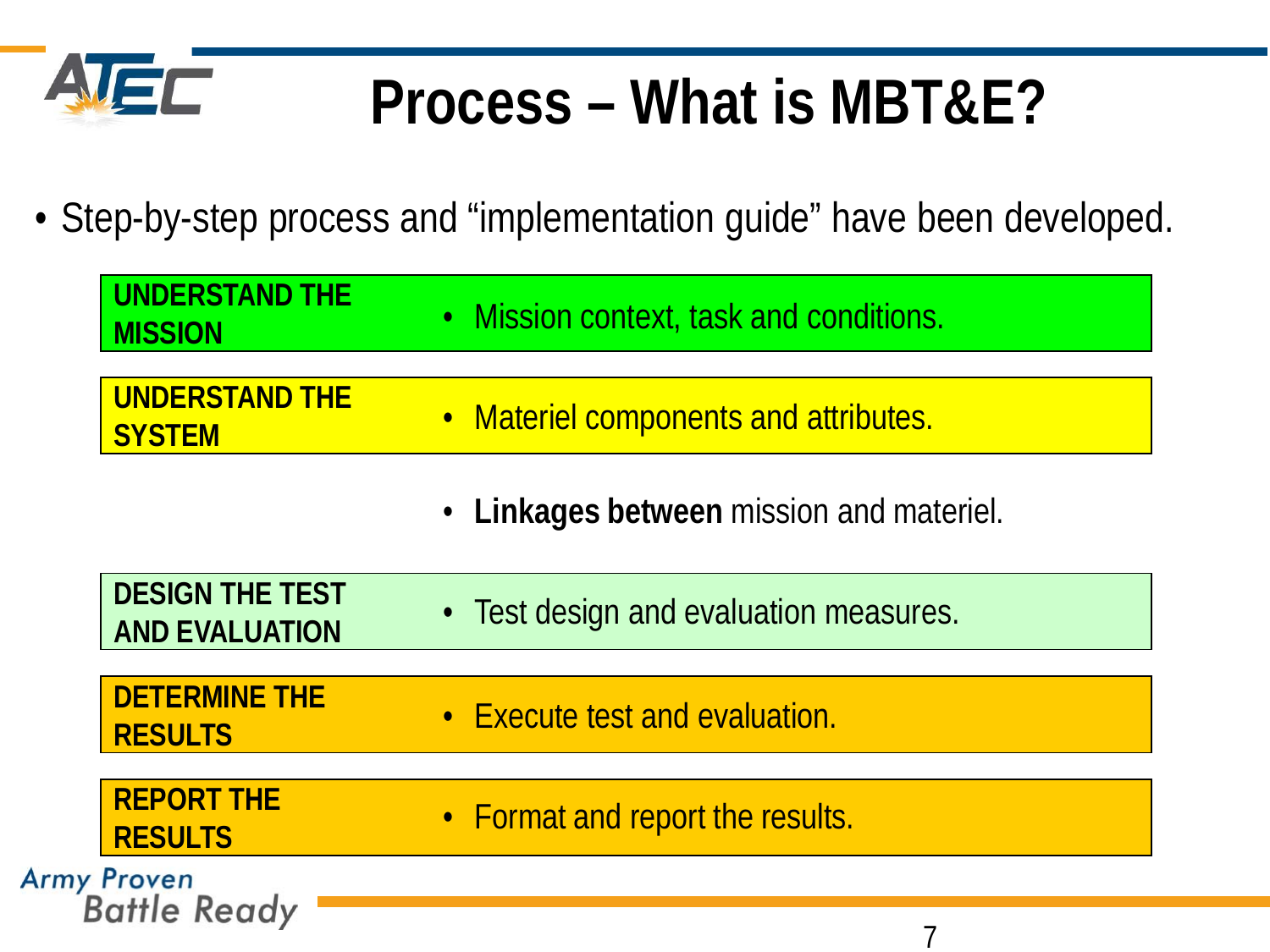# Process – What is MBT&E?

- Step-by-step process and "implementation guide" have been developed.

| | |
|---|---|
| **UNDERSTAND THE MISSION** | • Mission context, task and conditions. |
| **UNDERSTAND THE SYSTEM** | • Materiel components and attributes. |
| | • **Linkages between** mission and materiel. |
| **DESIGN THE TEST AND EVALUATION** | • Test design and evaluation measures. |
| **DETERMINE THE RESULTS** | • Execute test and evaluation. |
| **REPORT THE RESULTS** | • Format and report the results. |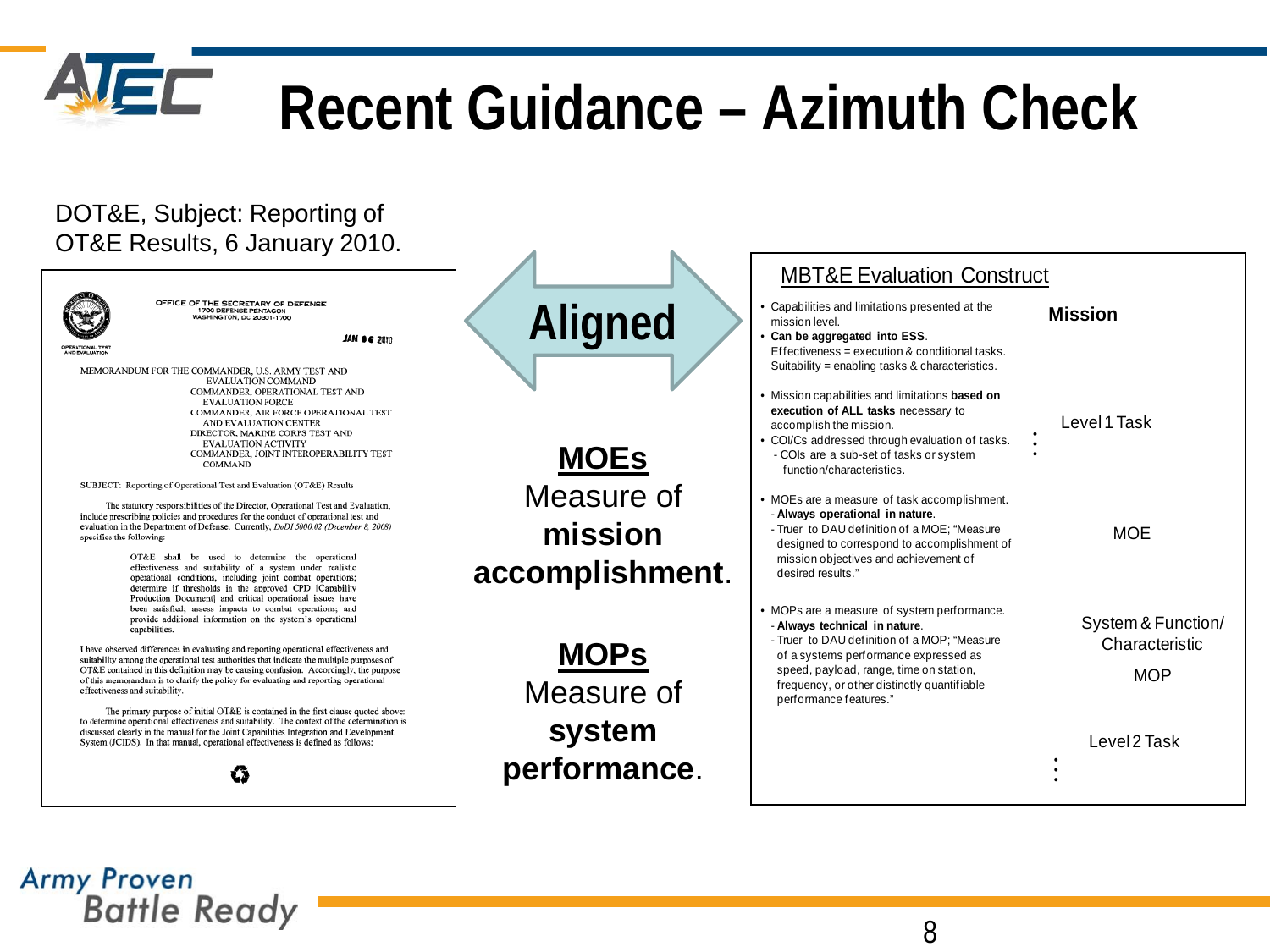# Recent Guidance – Azimuth Check

DOT&E, Subject: Reporting of OT&E Results, 6 January 2010.

OFFICE OF THE SECRETARY OF DEFENSE
1700 DEFENSE PENTAGON
WASHINGTON, DC 20301-1700

OPERATIONAL TEST AND EVALUATION

JAN 06 2010

MEMORANDUM FOR THE COMMANDER, U.S. ARMY TEST AND EVALUATION COMMAND
COMMANDER, OPERATIONAL TEST AND EVALUATION FORCE
COMMANDER, AIR FORCE OPERATIONAL TEST AND EVALUATION CENTER
DIRECTOR, MARINE CORPS TEST AND EVALUATION ACTIVITY
COMMANDER, JOINT INTEROPERABILITY TEST COMMAND

SUBJECT: Reporting of Operational Test and Evaluation (OT&E) Results

The statutory responsibilities of the Director, Operational Test and Evaluation, include prescribing policies and procedures for the conduct of operational test and evaluation in the Department of Defense. Currently, *DoDI 5000.02 (December 8, 2008)* specifies the following:

> OT&E shall be used to determine the operational effectiveness and suitability of a system under realistic operational conditions, including joint combat operations; determine if thresholds in the approved CPD [Capability Production Document] and critical operational issues have been satisfied; assess impacts to combat operations; and provide additional information on the system's operational capabilities.

I have observed differences in evaluating and reporting operational effectiveness and suitability among the operational test authorities that indicate the multiple purposes of OT&E contained in this definition may be causing confusion. Accordingly, the purpose of this memorandum is to clarify the policy for evaluating and reporting operational effectiveness and suitability.

The primary purpose of initial OT&E is contained in the first clause quoted above: to determine operational effectiveness and suitability. The context of the determination is discussed clearly in the manual for the Joint Capabilities Integration and Development System (JCIDS). In that manual, operational effectiveness is defined as follows:

**Aligned**

**MOEs** Measure of **mission accomplishment**.

**MOPs** Measure of **system performance**.

## MBT&E Evaluation Construct

**Mission**

- Capabilities and limitations presented at the mission level.
- **Can be aggregated into ESS.** Effectiveness = execution & conditional tasks. Suitability = enabling tasks & characteristics.

**Level 1 Task**

- Mission capabilities and limitations **based on execution of ALL tasks** necessary to accomplish the mission.
- COI/Cs addressed through evaluation of tasks.
  - COIs are a sub-set of tasks or system function/characteristics.

**MOE**

- MOEs are a measure of task accomplishment.
  - **Always operational in nature**.
  - Truer to DAU definition of a MOE; "Measure designed to correspond to accomplishment of mission objectives and achievement of desired results."

**System & Function/ Characteristic**

**MOP**

- MOPs are a measure of system performance.
  - **Always technical in nature**.
  - Truer to DAU definition of a MOP; "Measure of a systems performance expressed as speed, payload, range, time on station, frequency, or other distinctly quantifiable performance features."

**Level 2 Task**

Army Proven Battle Ready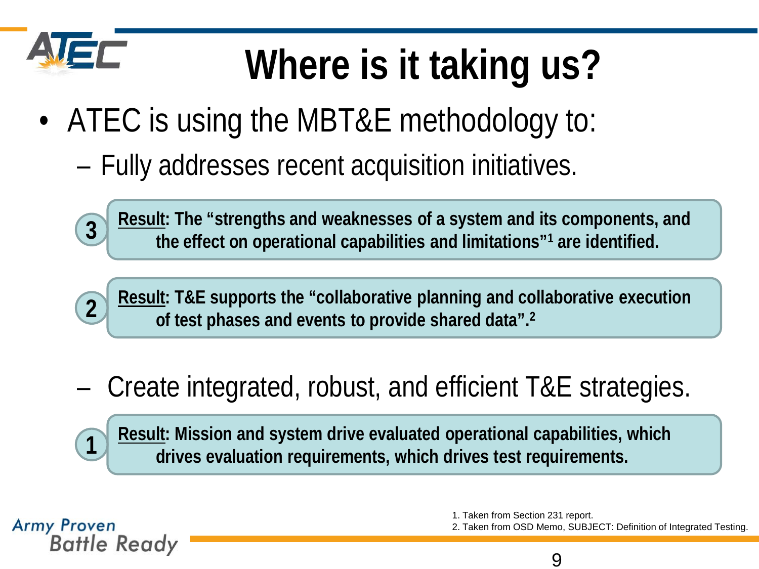# Where is it taking us?

- ATEC is using the MBT&E methodology to:
  - Fully addresses recent acquisition initiatives.

3 — **<u>Result</u>: The “strengths and weaknesses of a system and its components, and the effect on operational capabilities and limitations”[1] are identified.**

2 — **<u>Result</u>: T&E supports the “collaborative planning and collaborative execution of test phases and events to provide shared data”.[2]**

  - Create integrated, robust, and efficient T&E strategies.

1 — **<u>Result</u>: Mission and system drive evaluated operational capabilities, which drives evaluation requirements, which drives test requirements.**

1. Taken from Section 231 report.
2. Taken from OSD Memo, SUBJECT: Definition of Integrated Testing.

Army Proven Battle Ready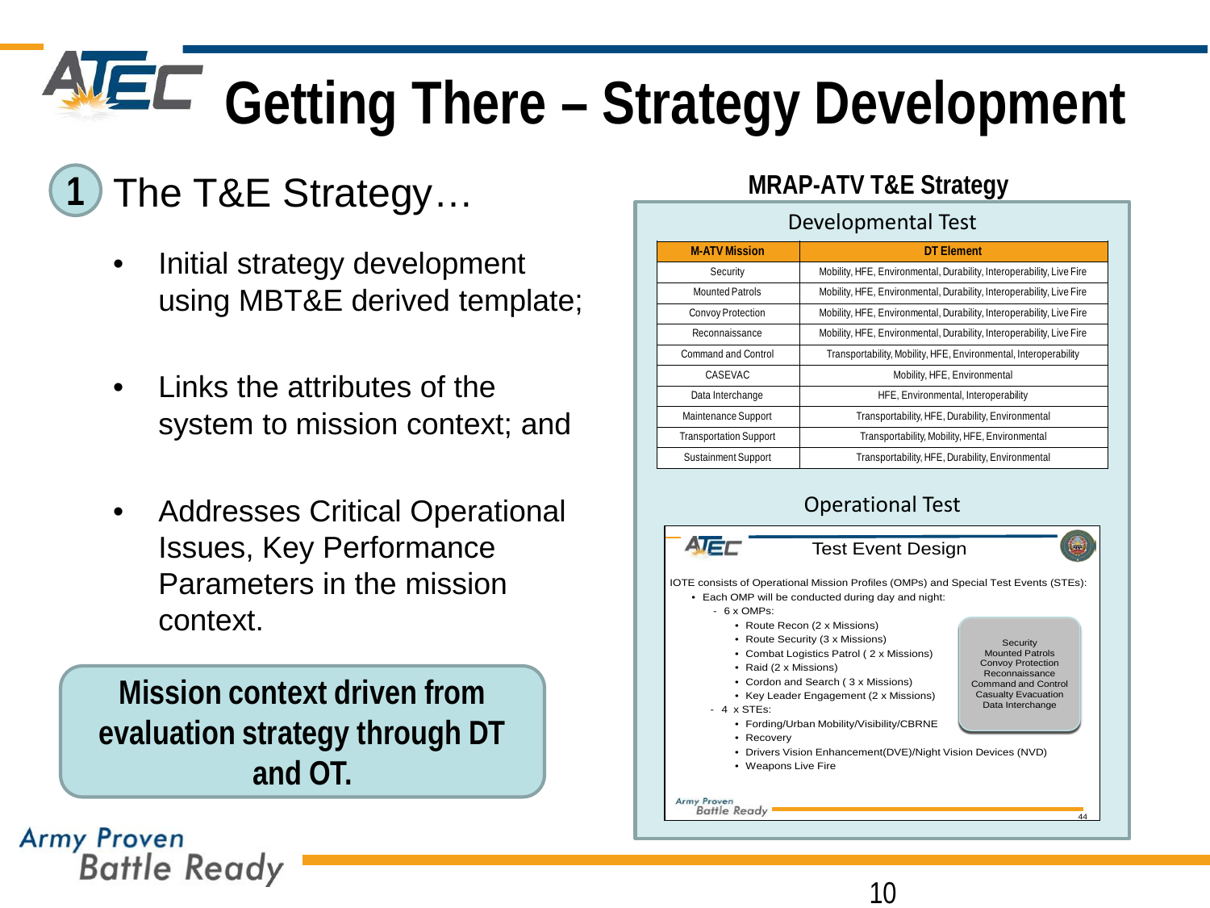# Getting There – Strategy Development

## 1 The T&E Strategy…

- Initial strategy development using MBT&E derived template;
- Links the attributes of the system to mission context; and
- Addresses Critical Operational Issues, Key Performance Parameters in the mission context.

**Mission context driven from evaluation strategy through DT and OT.**

### MRAP-ATV T&E Strategy

#### Developmental Test

| M-ATV Mission | DT Element |
|---|---|
| Security | Mobility, HFE, Environmental, Durability, Interoperability, Live Fire |
| Mounted Patrols | Mobility, HFE, Environmental, Durability, Interoperability, Live Fire |
| Convoy Protection | Mobility, HFE, Environmental, Durability, Interoperability, Live Fire |
| Reconnaissance | Mobility, HFE, Environmental, Durability, Interoperability, Live Fire |
| Command and Control | Transportability, Mobility, HFE, Environmental, Interoperability |
| CASEVAC | Mobility, HFE, Environmental |
| Data Interchange | HFE, Environmental, Interoperability |
| Maintenance Support | Transportability, HFE, Durability, Environmental |
| Transportation Support | Transportability, Mobility, HFE, Environmental |
| Sustainment Support | Transportability, HFE, Durability, Environmental |

#### Operational Test

**Test Event Design**

IOTE consists of Operational Mission Profiles (OMPs) and Special Test Events (STEs):

- Each OMP will be conducted during day and night:
  - 6 x OMPs:
    - Route Recon (2 x Missions)
    - Route Security (3 x Missions)
    - Combat Logistics Patrol ( 2 x Missions)
    - Raid (2 x Missions)
    - Cordon and Search ( 3 x Missions)
    - Key Leader Engagement (2 x Missions)
  - 4 x STEs:
    - Fording/Urban Mobility/Visibility/CBRNE
    - Recovery
    - Drivers Vision Enhancement(DVE)/Night Vision Devices (NVD)
    - Weapons Live Fire

Security
Mounted Patrols
Convoy Protection
Reconnaissance
Command and Control
Casualty Evacuation
Data Interchange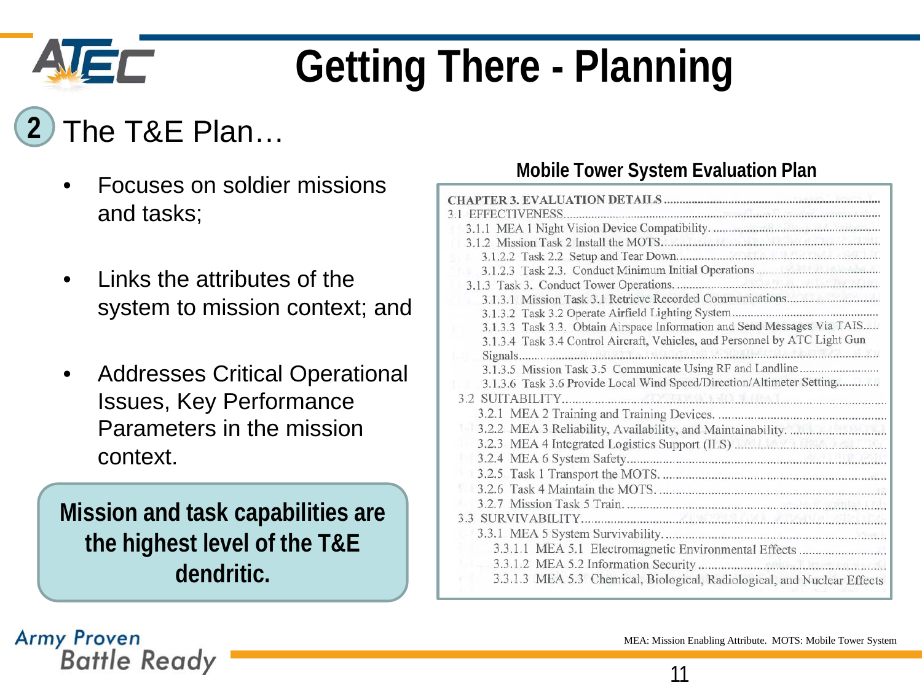# Getting There - Planning

## 2 The T&E Plan…

- Focuses on soldier missions and tasks;
- Links the attributes of the system to mission context; and
- Addresses Critical Operational Issues, Key Performance Parameters in the mission context.

**Mission and task capabilities are the highest level of the T&E dendritic.**

### Mobile Tower System Evaluation Plan

CHAPTER 3. EVALUATION DETAILS
- 3.1 EFFECTIVENESS
  - 3.1.1 MEA 1 Night Vision Device Compatibility.
  - 3.1.2 Mission Task 2 Install the MOTS.
    - 3.1.2.2 Task 2.2 Setup and Tear Down.
    - 3.1.2.3 Task 2.3. Conduct Minimum Initial Operations
  - 3.1.3 Task 3. Conduct Tower Operations.
    - 3.1.3.1 Mission Task 3.1 Retrieve Recorded Communications
    - 3.1.3.2 Task 3.2 Operate Airfield Lighting System
    - 3.1.3.3 Task 3.3. Obtain Airspace Information and Send Messages Via TAIS
    - 3.1.3.4 Task 3.4 Control Aircraft, Vehicles, and Personnel by ATC Light Gun Signals
    - 3.1.3.5 Mission Task 3.5 Communicate Using RF and Landline
    - 3.1.3.6 Task 3.6 Provide Local Wind Speed/Direction/Altimeter Setting
- 3.2 SUITABILITY
  - 3.2.1 MEA 2 Training and Training Devices.
  - 3.2.2 MEA 3 Reliability, Availability, and Maintainability.
  - 3.2.3 MEA 4 Integrated Logistics Support (ILS)
  - 3.2.4 MEA 6 System Safety
  - 3.2.5 Task 1 Transport the MOTS.
  - 3.2.6 Task 4 Maintain the MOTS.
  - 3.2.7 Mission Task 5 Train.
- 3.3 SURVIVABILITY
  - 3.3.1 MEA 5 System Survivability.
    - 3.3.1.1 MEA 5.1 Electromagnetic Environmental Effects
    - 3.3.1.2 MEA 5.2 Information Security
    - 3.3.1.3 MEA 5.3 Chemical, Biological, Radiological, and Nuclear Effects

MEA: Mission Enabling Attribute. MOTS: Mobile Tower System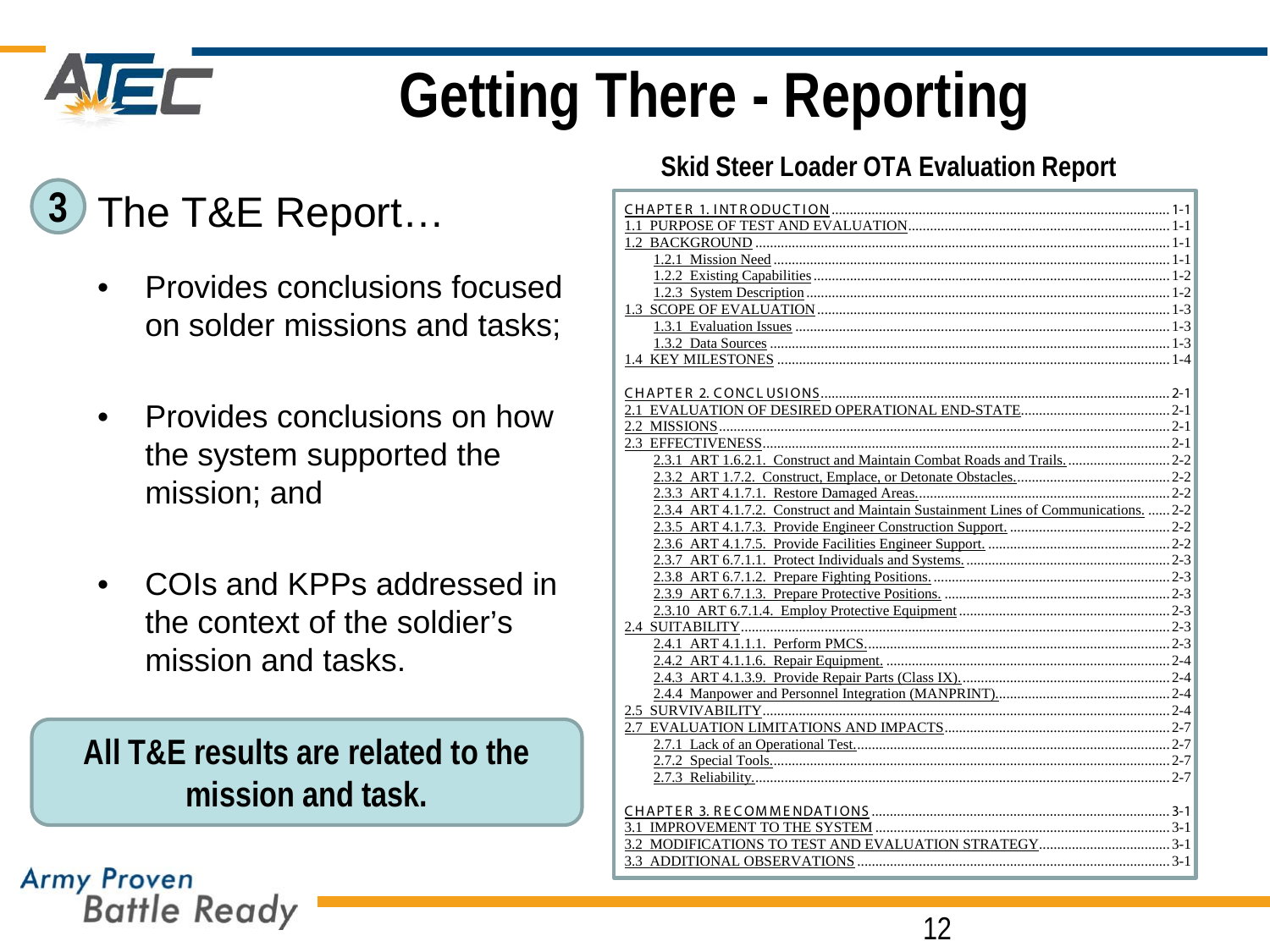# Getting There - Reporting

## 3 The T&E Report…

- Provides conclusions focused on solder missions and tasks;
- Provides conclusions on how the system supported the mission; and
- COIs and KPPs addressed in the context of the soldier's mission and tasks.

**All T&E results are related to the mission and task.**

### Skid Steer Loader OTA Evaluation Report

CHAPTER 1. INTRODUCTION ........ 1-1
1.1 PURPOSE OF TEST AND EVALUATION ........ 1-1
1.2 BACKGROUND ........ 1-1
  1.2.1 Mission Need ........ 1-1
  1.2.2 Existing Capabilities ........ 1-2
  1.2.3 System Description ........ 1-2
1.3 SCOPE OF EVALUATION ........ 1-3
  1.3.1 Evaluation Issues ........ 1-3
  1.3.2 Data Sources ........ 1-3
1.4 KEY MILESTONES ........ 1-4

CHAPTER 2. CONCLUSIONS ........ 2-1
2.1 EVALUATION OF DESIRED OPERATIONAL END-STATE ........ 2-1
2.2 MISSIONS ........ 2-1
2.3 EFFECTIVENESS ........ 2-1
  2.3.1 ART 1.6.2.1. Construct and Maintain Combat Roads and Trails. ........ 2-2
  2.3.2 ART 1.7.2. Construct, Emplace, or Detonate Obstacles. ........ 2-2
  2.3.3 ART 4.1.7.1. Restore Damaged Areas. ........ 2-2
  2.3.4 ART 4.1.7.2. Construct and Maintain Sustainment Lines of Communications. ........ 2-2
  2.3.5 ART 4.1.7.3. Provide Engineer Construction Support. ........ 2-2
  2.3.6 ART 4.1.7.5. Provide Facilities Engineer Support. ........ 2-2
  2.3.7 ART 6.7.1.1. Protect Individuals and Systems. ........ 2-3
  2.3.8 ART 6.7.1.2. Prepare Fighting Positions. ........ 2-3
  2.3.9 ART 6.7.1.3. Prepare Protective Positions. ........ 2-3
  2.3.10 ART 6.7.1.4. Employ Protective Equipment ........ 2-3
2.4 SUITABILITY ........ 2-3
  2.4.1 ART 4.1.1.1. Perform PMCS. ........ 2-3
  2.4.2 ART 4.1.1.6. Repair Equipment. ........ 2-4
  2.4.3 ART 4.1.3.9. Provide Repair Parts (Class IX). ........ 2-4
  2.4.4 Manpower and Personnel Integration (MANPRINT). ........ 2-4
2.5 SURVIVABILITY ........ 2-4
2.7 EVALUATION LIMITATIONS AND IMPACTS ........ 2-7
  2.7.1 Lack of an Operational Test. ........ 2-7
  2.7.2 Special Tools. ........ 2-7
  2.7.3 Reliability. ........ 2-7

CHAPTER 3. RECOMMENDATIONS ........ 3-1
3.1 IMPROVEMENT TO THE SYSTEM ........ 3-1
3.2 MODIFICATIONS TO TEST AND EVALUATION STRATEGY ........ 3-1
3.3 ADDITIONAL OBSERVATIONS ........ 3-1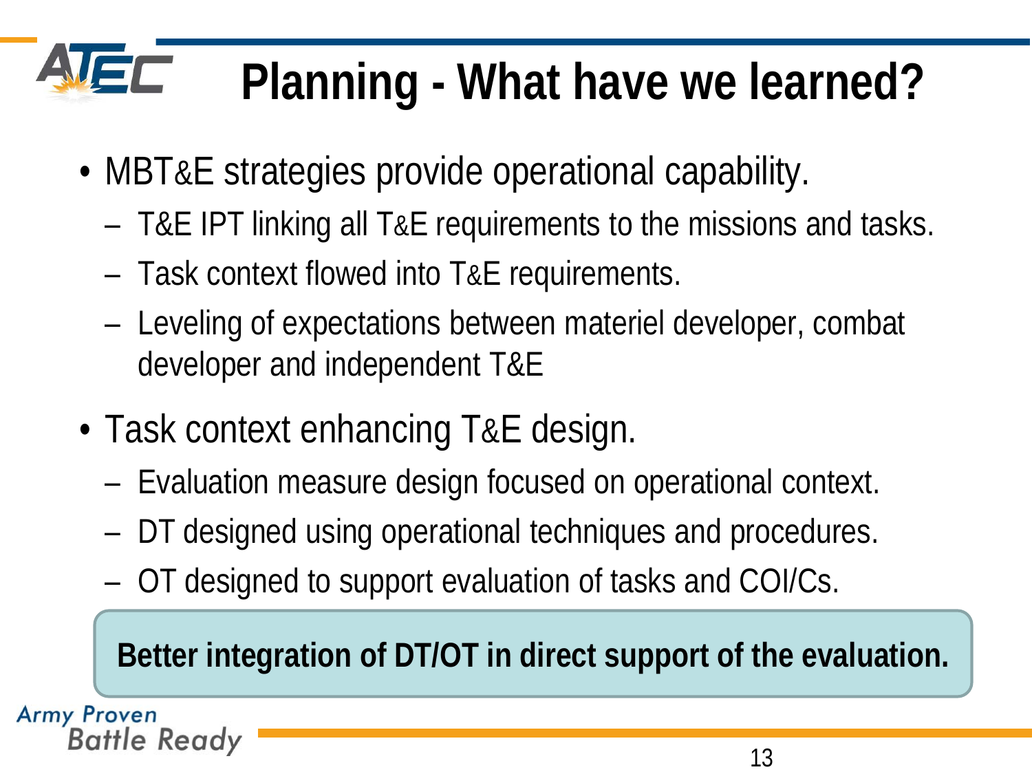# Planning - What have we learned?

- MBT&E strategies provide operational capability.
  - T&E IPT linking all T&E requirements to the missions and tasks.
  - Task context flowed into T&E requirements.
  - Leveling of expectations between materiel developer, combat developer and independent T&E
- Task context enhancing T&E design.
  - Evaluation measure design focused on operational context.
  - DT designed using operational techniques and procedures.
  - OT designed to support evaluation of tasks and COI/Cs.

**Better integration of DT/OT in direct support of the evaluation.**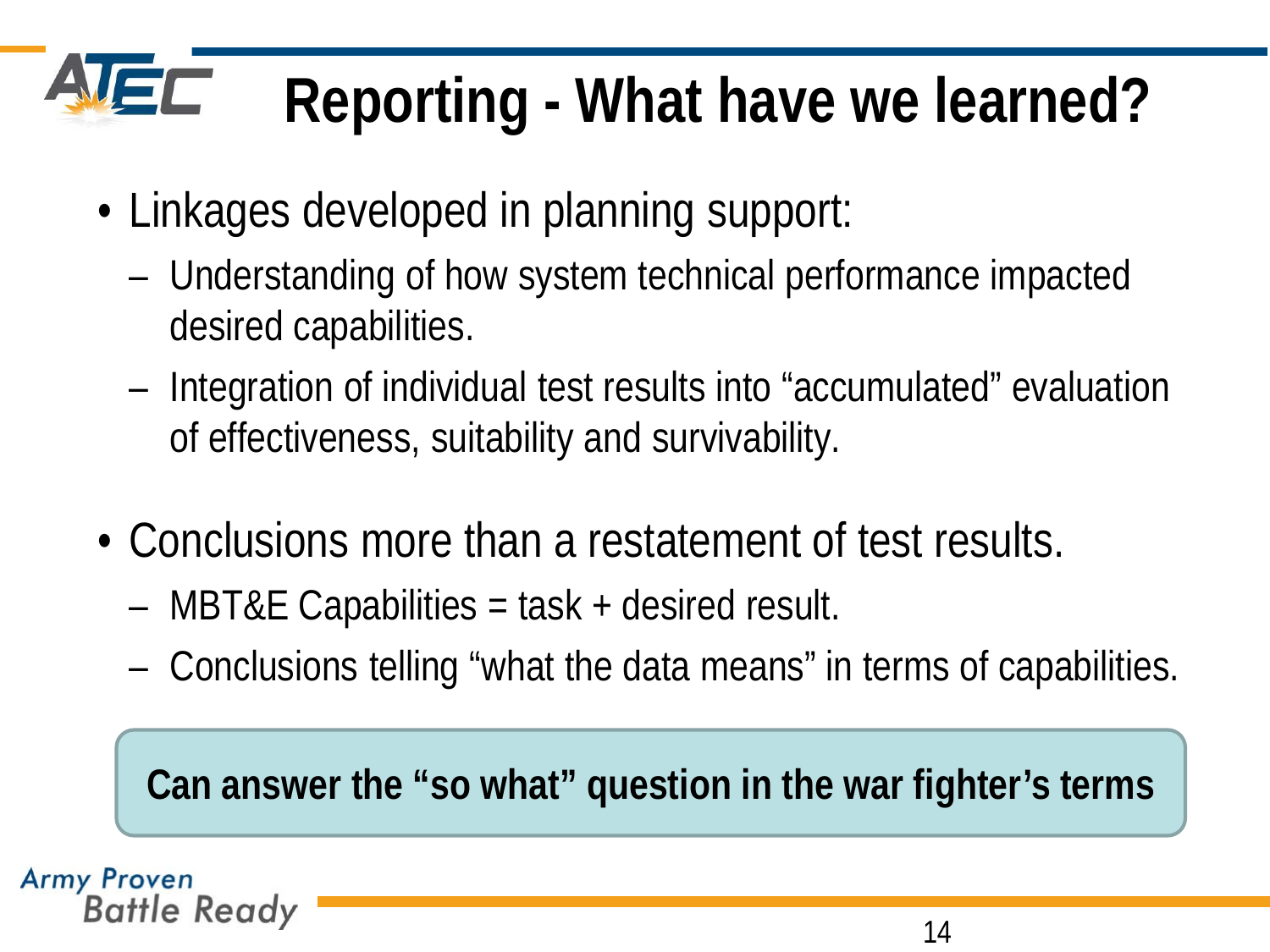# Reporting - What have we learned?

- Linkages developed in planning support:
  - Understanding of how system technical performance impacted desired capabilities.
  - Integration of individual test results into "accumulated" evaluation of effectiveness, suitability and survivability.

- Conclusions more than a restatement of test results.
  - MBT&E Capabilities = task + desired result.
  - Conclusions telling "what the data means" in terms of capabilities.

**Can answer the "so what" question in the war fighter's terms**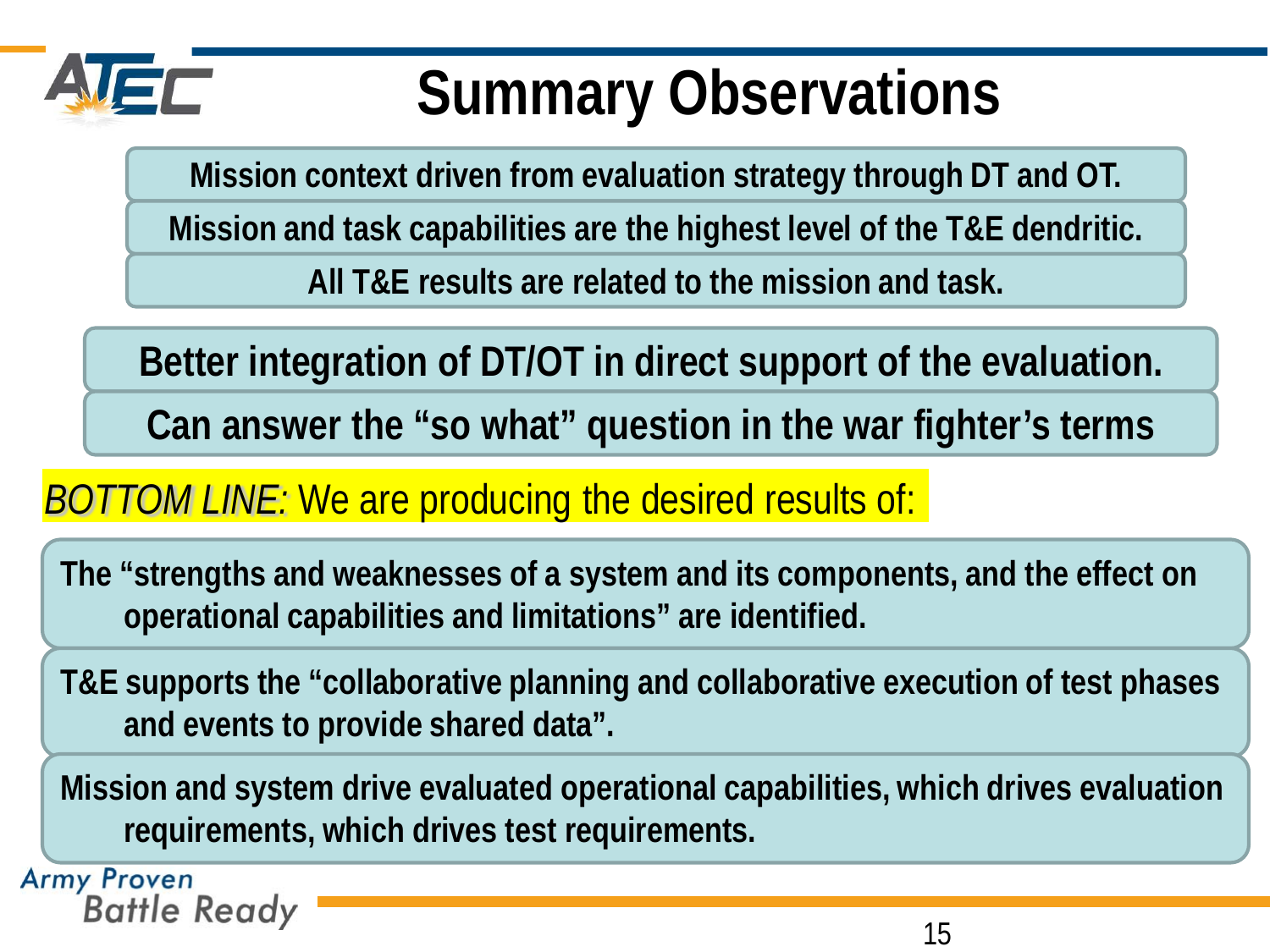# Summary Observations

Mission context driven from evaluation strategy through DT and OT.

Mission and task capabilities are the highest level of the T&E dendritic.

All T&E results are related to the mission and task.

**Better integration of DT/OT in direct support of the evaluation.**

**Can answer the "so what" question in the war fighter's terms**

*BOTTOM LINE:* We are producing the desired results of:

- **The "strengths and weaknesses of a system and its components, and the effect on operational capabilities and limitations" are identified.**
- **T&E supports the "collaborative planning and collaborative execution of test phases and events to provide shared data".**
- **Mission and system drive evaluated operational capabilities, which drives evaluation requirements, which drives test requirements.**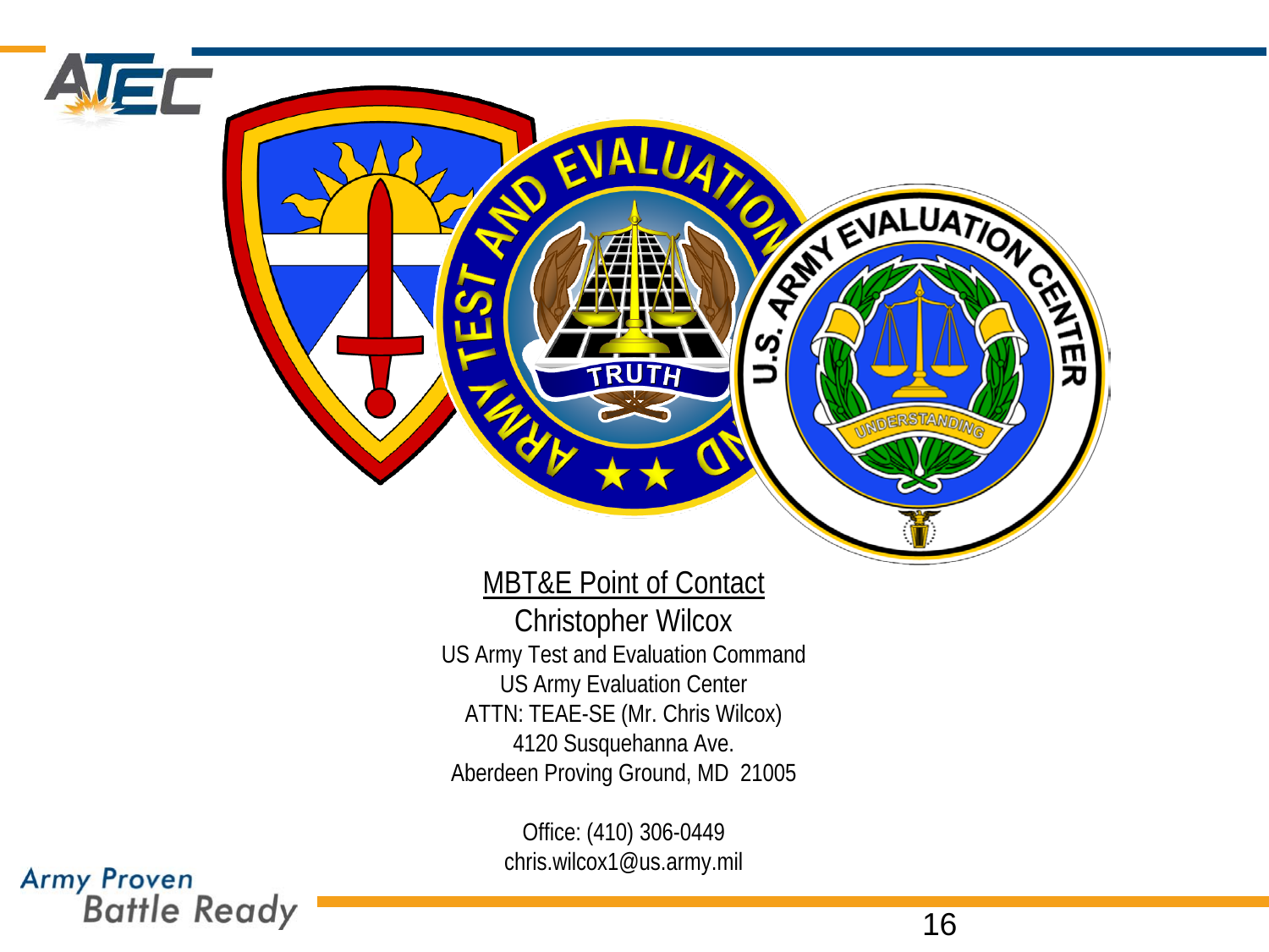MBT&E Point of Contact

Christopher Wilcox

US Army Test and Evaluation Command

US Army Evaluation Center

ATTN: TEAE-SE (Mr. Chris Wilcox)

4120 Susquehanna Ave.

Aberdeen Proving Ground, MD 21005

Office: (410) 306-0449

chris.wilcox1@us.army.mil